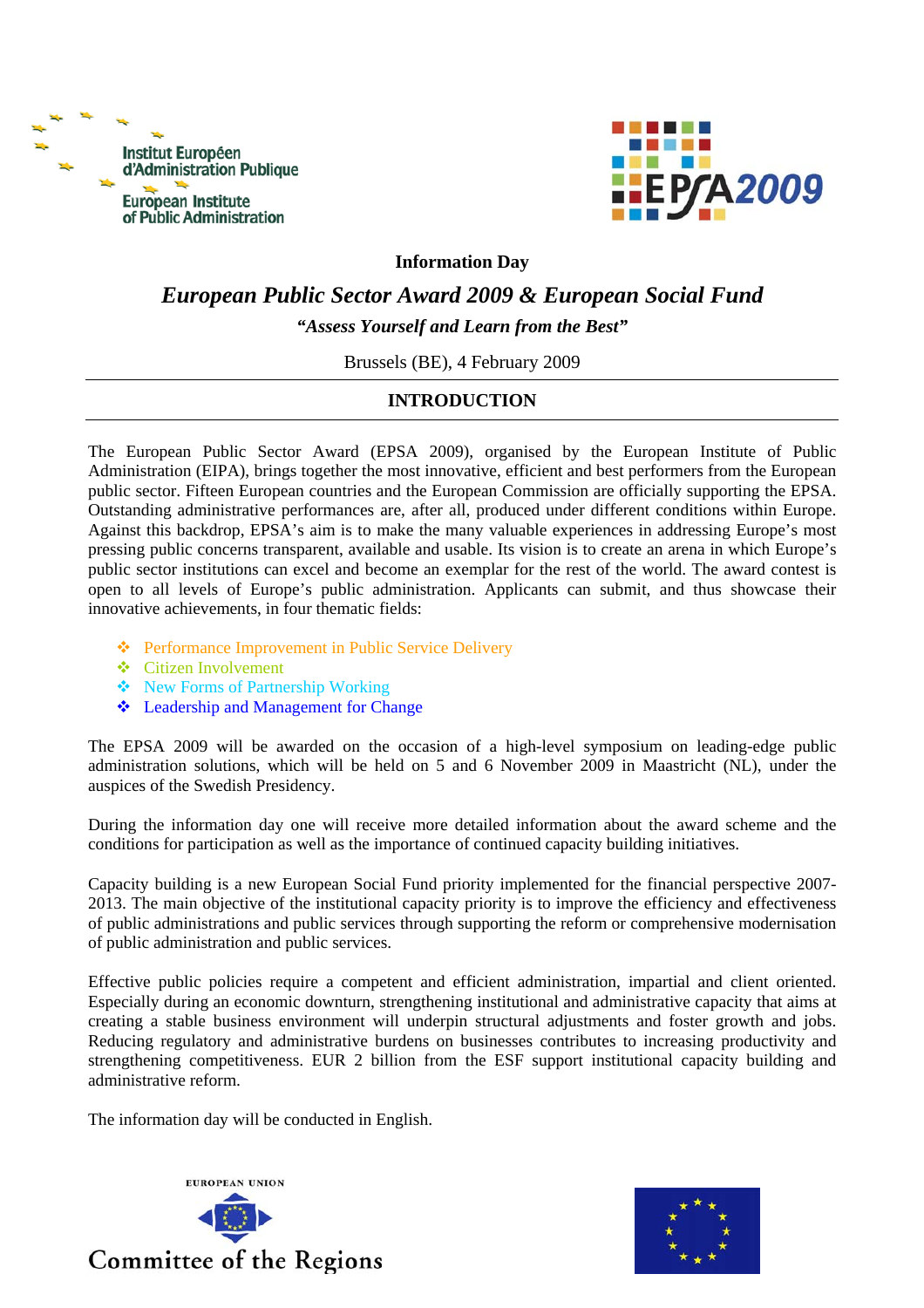Institut Européen d'Administration Publique
European Institute of Public Administration

EPSA2009

**Information Day**

# *European Public Sector Award 2009 & European Social Fund*

***"Assess Yourself and Learn from the Best"***

Brussels (BE), 4 February 2009

## INTRODUCTION

The European Public Sector Award (EPSA 2009), organised by the European Institute of Public Administration (EIPA), brings together the most innovative, efficient and best performers from the European public sector. Fifteen European countries and the European Commission are officially supporting the EPSA. Outstanding administrative performances are, after all, produced under different conditions within Europe. Against this backdrop, EPSA's aim is to make the many valuable experiences in addressing Europe's most pressing public concerns transparent, available and usable. Its vision is to create an arena in which Europe's public sector institutions can excel and become an exemplar for the rest of the world. The award contest is open to all levels of Europe's public administration. Applicants can submit, and thus showcase their innovative achievements, in four thematic fields:

- Performance Improvement in Public Service Delivery
- Citizen Involvement
- New Forms of Partnership Working
- Leadership and Management for Change

The EPSA 2009 will be awarded on the occasion of a high-level symposium on leading-edge public administration solutions, which will be held on 5 and 6 November 2009 in Maastricht (NL), under the auspices of the Swedish Presidency.

During the information day one will receive more detailed information about the award scheme and the conditions for participation as well as the importance of continued capacity building initiatives.

Capacity building is a new European Social Fund priority implemented for the financial perspective 2007-2013. The main objective of the institutional capacity priority is to improve the efficiency and effectiveness of public administrations and public services through supporting the reform or comprehensive modernisation of public administration and public services.

Effective public policies require a competent and efficient administration, impartial and client oriented. Especially during an economic downturn, strengthening institutional and administrative capacity that aims at creating a stable business environment will underpin structural adjustments and foster growth and jobs. Reducing regulatory and administrative burdens on businesses contributes to increasing productivity and strengthening competitiveness. EUR 2 billion from the ESF support institutional capacity building and administrative reform.

The information day will be conducted in English.

EUROPEAN UNION
Committee of the Regions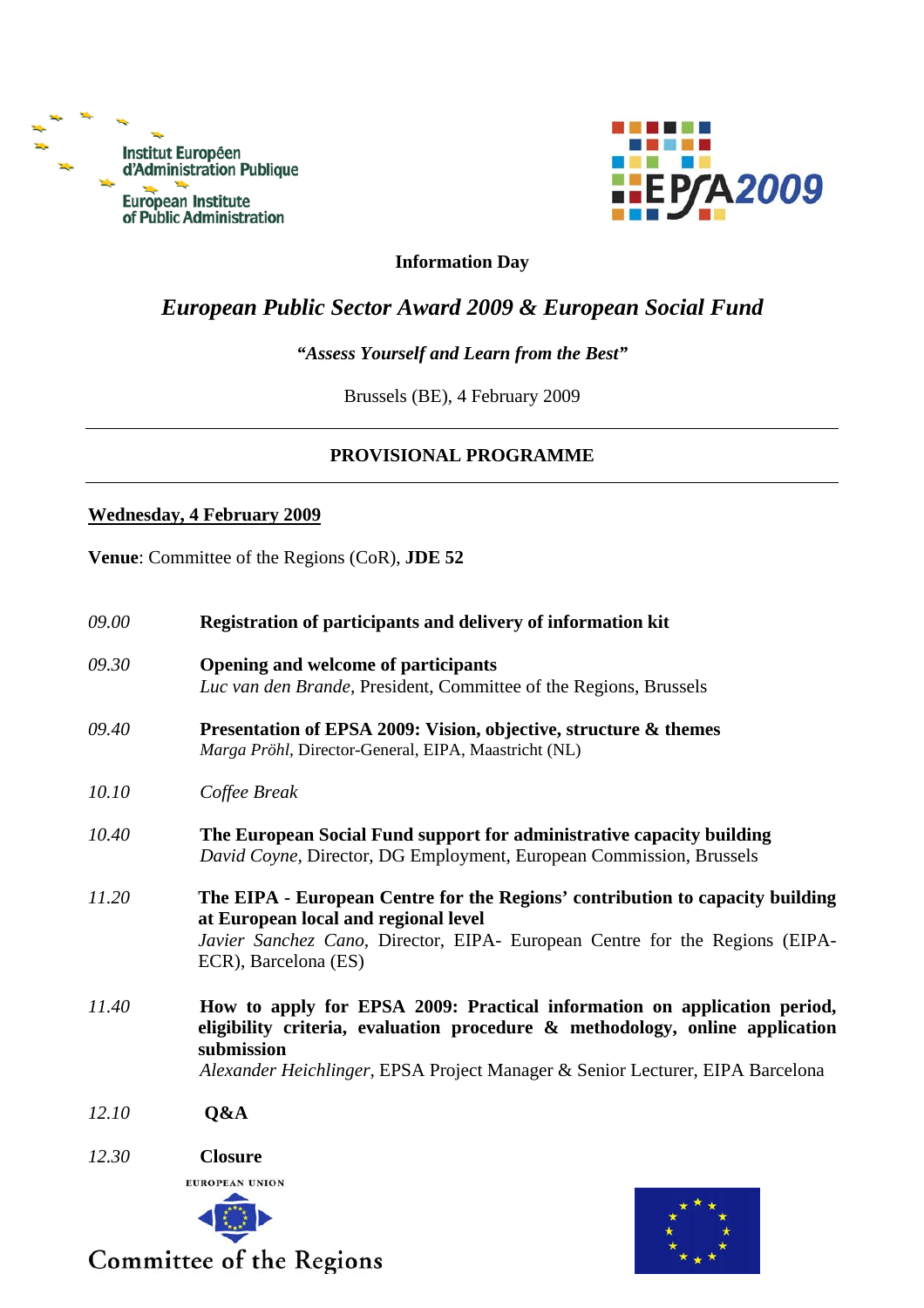Institut Européen d'Administration Publique

European Institute of Public Administration

EPSA2009

**Information Day**

# *European Public Sector Award 2009 & European Social Fund*

***"Assess Yourself and Learn from the Best"***

Brussels (BE), 4 February 2009

---

## PROVISIONAL PROGRAMME

---

**Wednesday, 4 February 2009**

**Venue**: Committee of the Regions (CoR), **JDE 52**

| | |
|---|---|
| *09.00* | **Registration of participants and delivery of information kit** |
| *09.30* | **Opening and welcome of participants**<br>*Luc van den Brande*, President, Committee of the Regions, Brussels |
| *09.40* | **Presentation of EPSA 2009: Vision, objective, structure & themes**<br>*Marga Pröhl*, Director-General, EIPA, Maastricht (NL) |
| *10.10* | *Coffee Break* |
| *10.40* | **The European Social Fund support for administrative capacity building**<br>*David Coyne*, Director, DG Employment, European Commission, Brussels |
| *11.20* | **The EIPA - European Centre for the Regions' contribution to capacity building at European local and regional level**<br>*Javier Sanchez Cano*, Director, EIPA- European Centre for the Regions (EIPA-ECR), Barcelona (ES) |
| *11.40* | **How to apply for EPSA 2009: Practical information on application period, eligibility criteria, evaluation procedure & methodology, online application submission**<br>*Alexander Heichlinger*, EPSA Project Manager & Senior Lecturer, EIPA Barcelona |
| *12.10* | **Q&A** |
| *12.30* | **Closure** |

EUROPEAN UNION

Committee of the Regions